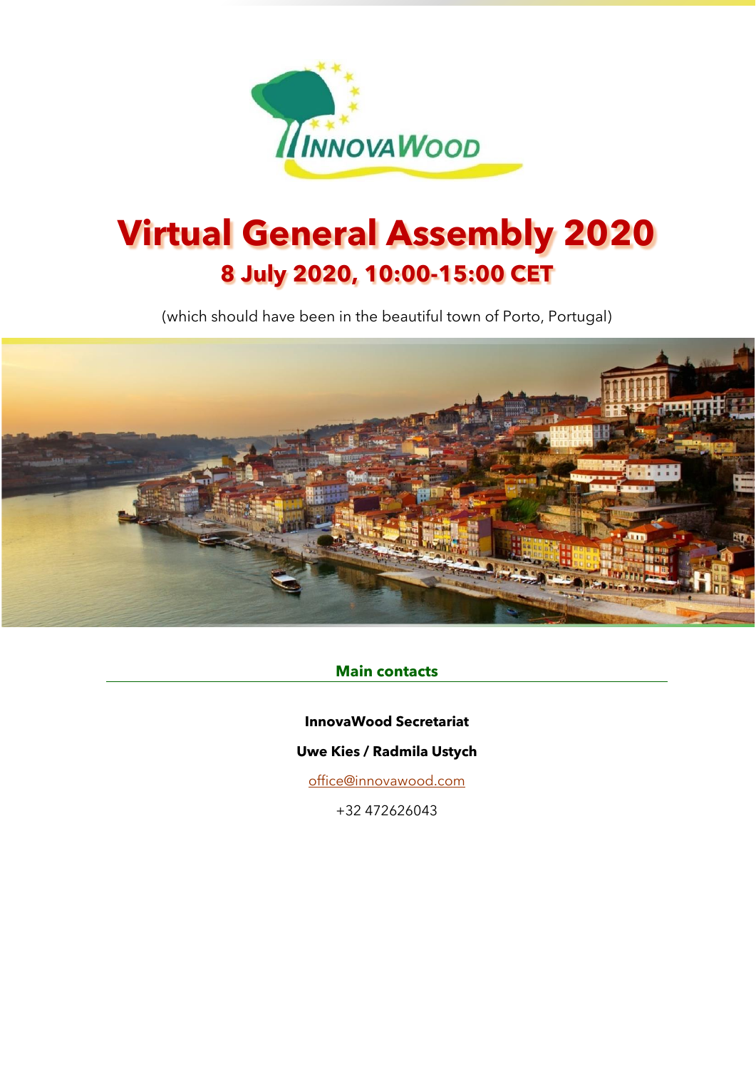# Virtual General Assembly 2020

## 8 July 2020, 10:00-15:00 CET

(which should have been in the beautiful town of Porto, Portugal)

**Main contacts**

**InnovaWood Secretariat**

**Uwe Kies / Radmila Ustych**

office@innovawood.com

+32 472626043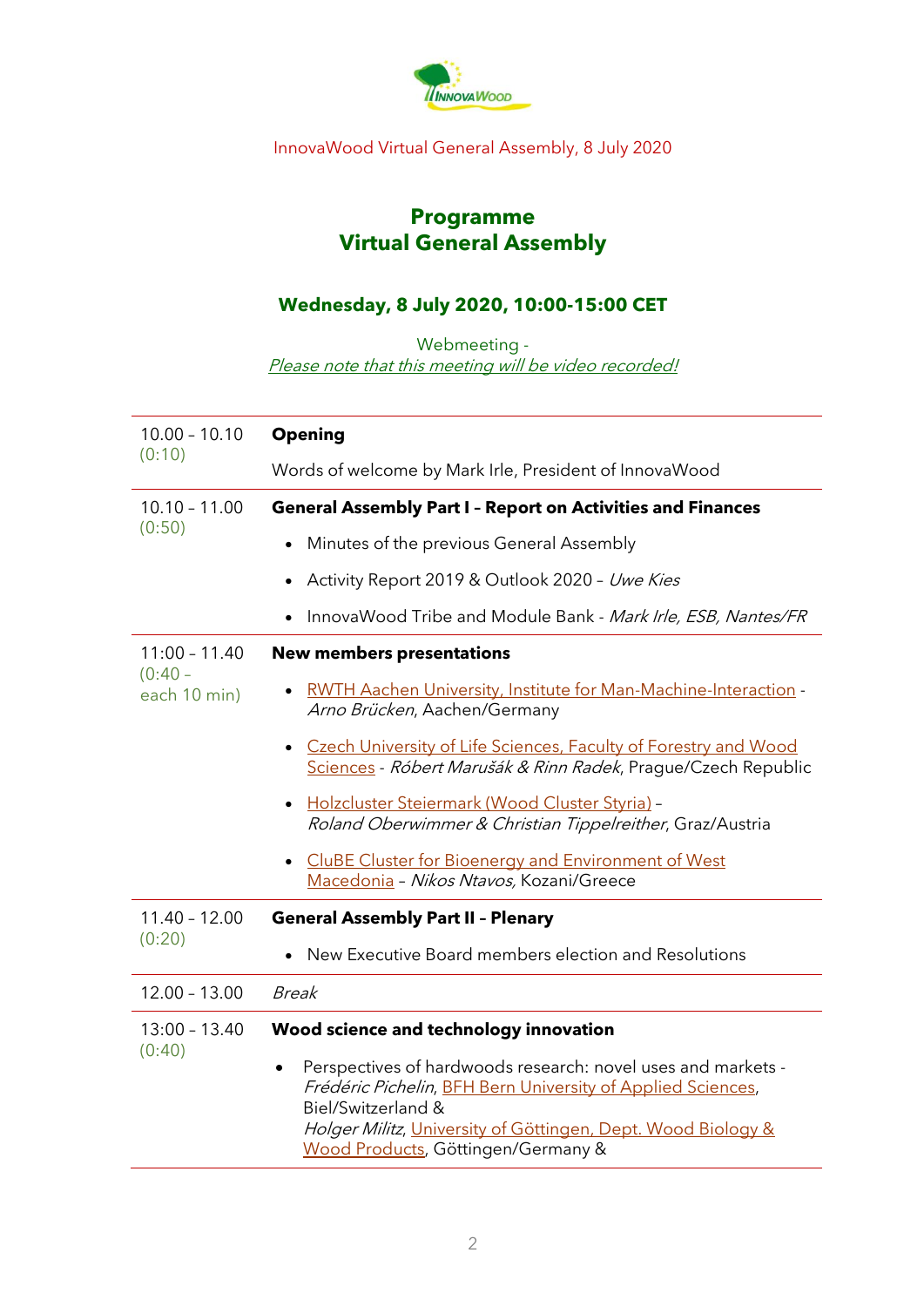InnovaWood Virtual General Assembly, 8 July 2020

## Programme
## Virtual General Assembly

### Wednesday, 8 July 2020, 10:00-15:00 CET

Webmeeting -
*Please note that this meeting will be video recorded!*

| | |
|---|---|
| 10.00 – 10.10 (0:10) | **Opening**<br>Words of welcome by Mark Irle, President of InnovaWood |
| 10.10 – 11.00 (0:50) | **General Assembly Part I – Report on Activities and Finances**<br>• Minutes of the previous General Assembly<br>• Activity Report 2019 & Outlook 2020 – *Uwe Kies*<br>• InnovaWood Tribe and Module Bank - *Mark Irle, ESB, Nantes/FR* |
| 11:00 – 11.40 (0:40 – each 10 min) | **New members presentations**<br>• RWTH Aachen University, Institute for Man-Machine-Interaction - *Arno Brücken*, Aachen/Germany<br>• Czech University of Life Sciences, Faculty of Forestry and Wood Sciences - *Róbert Marušák & Rinn Radek*, Prague/Czech Republic<br>• Holzcluster Steiermark (Wood Cluster Styria) – *Roland Oberwimmer & Christian Tippelreither*, Graz/Austria<br>• CluBE Cluster for Bioenergy and Environment of West Macedonia – *Nikos Ntavos,* Kozani/Greece |
| 11.40 – 12.00 (0:20) | **General Assembly Part II – Plenary**<br>• New Executive Board members election and Resolutions |
| 12.00 – 13.00 | *Break* |
| 13:00 – 13.40 (0:40) | **Wood science and technology innovation**<br>• Perspectives of hardwoods research: novel uses and markets - *Frédéric Pichelin*, BFH Bern University of Applied Sciences, Biel/Switzerland & *Holger Militz*, University of Göttingen, Dept. Wood Biology & Wood Products, Göttingen/Germany & |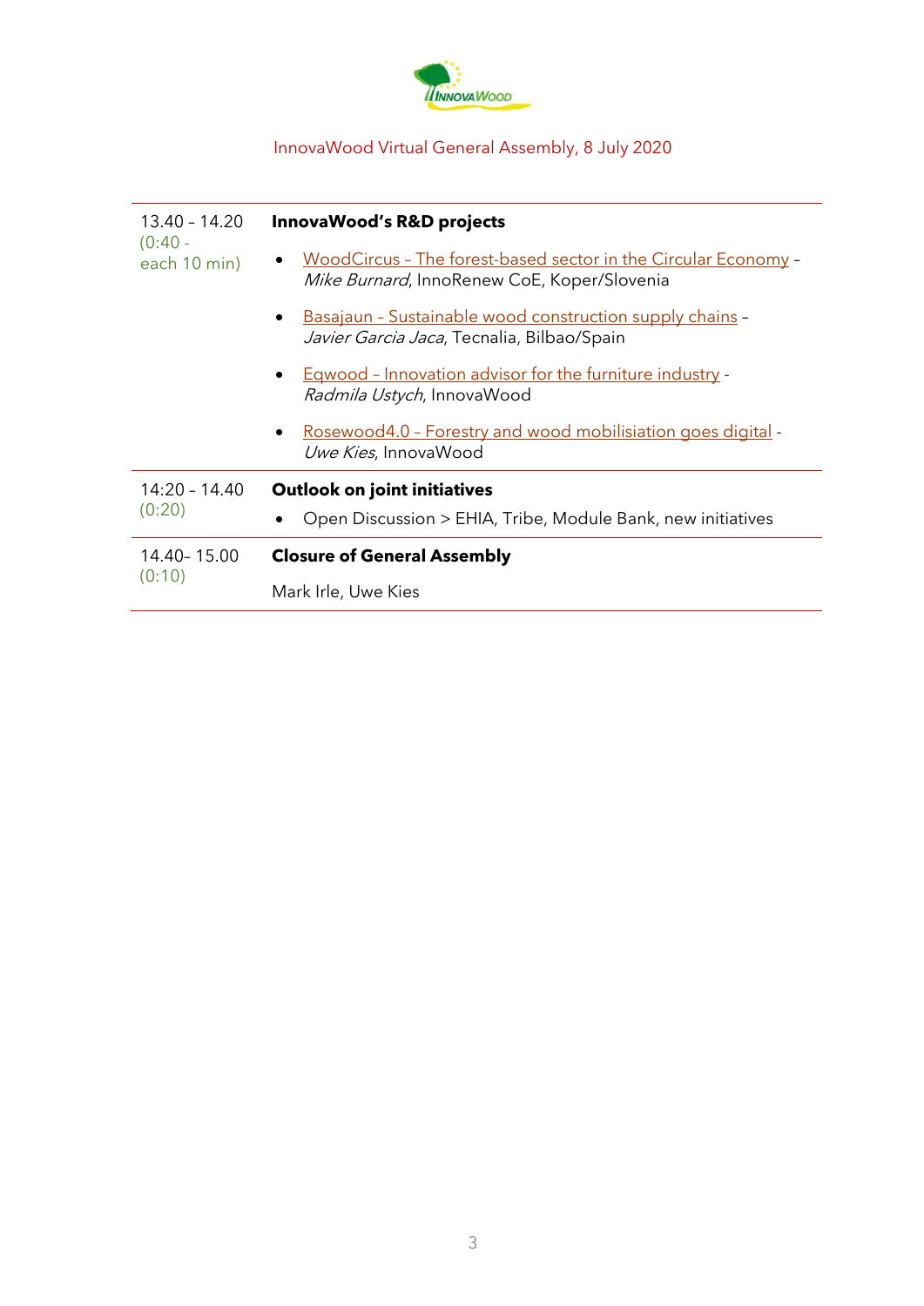InnovaWood Virtual General Assembly, 8 July 2020

| | |
|---|---|
| 13.40 – 14.20 (0:40 - each 10 min) | **InnovaWood's R&D projects**<br>• WoodCircus – The forest-based sector in the Circular Economy – *Mike Burnard*, InnoRenew CoE, Koper/Slovenia<br>• Basajaun – Sustainable wood construction supply chains – *Javier Garcia Jaca*, Tecnalia, Bilbao/Spain<br>• Eqwood – Innovation advisor for the furniture industry - *Radmila Ustych*, InnovaWood<br>• Rosewood4.0 – Forestry and wood mobilisiation goes digital - *Uwe Kies*, InnovaWood |
| 14:20 – 14.40 (0:20) | **Outlook on joint initiatives**<br>• Open Discussion > EHIA, Tribe, Module Bank, new initiatives |
| 14.40– 15.00 (0:10) | **Closure of General Assembly**<br>Mark Irle, Uwe Kies |